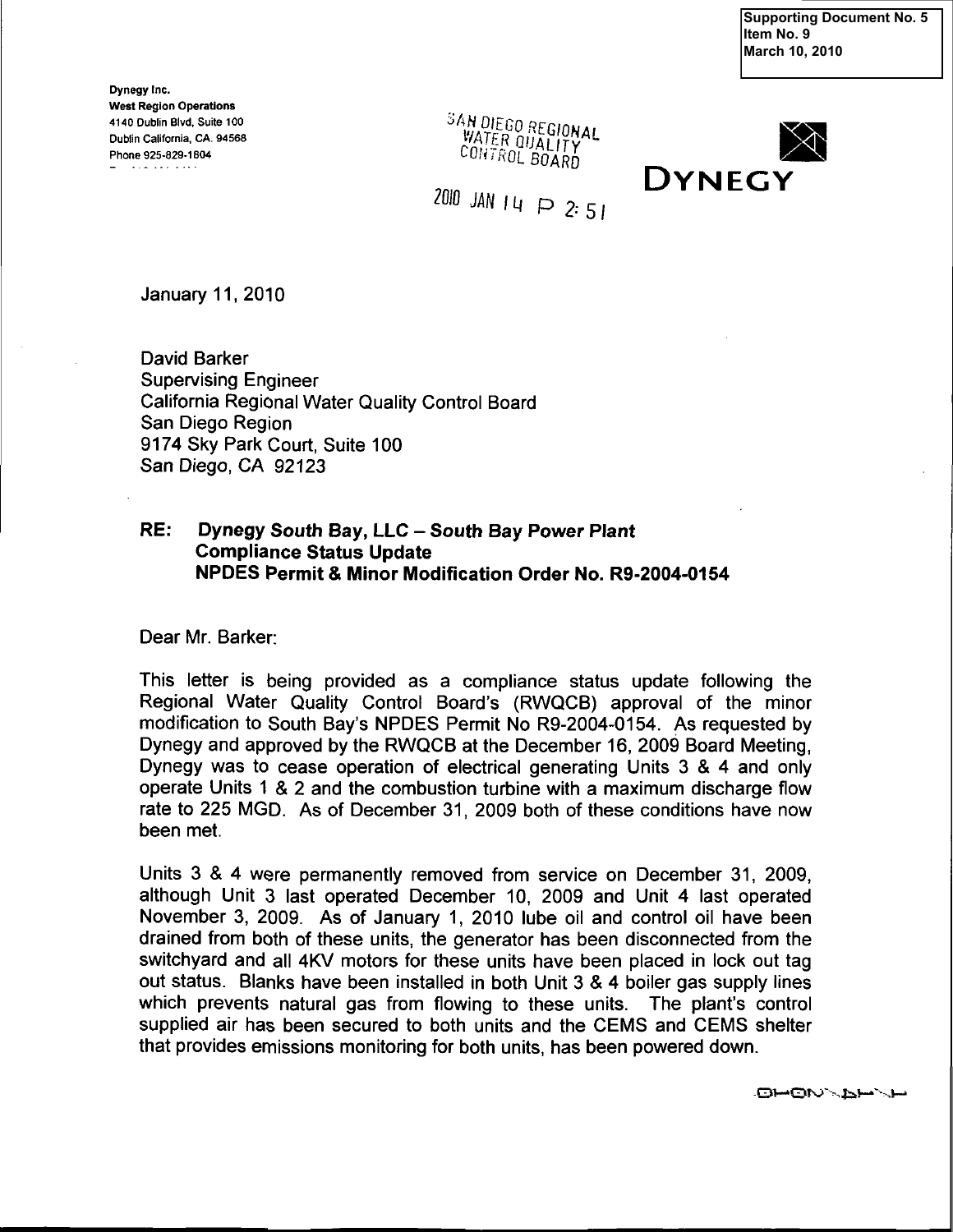Supporting Document No. 5
Item No. 9
March 10, 2010

Dynegy Inc.
West Region Operations
4140 Dublin Blvd, Suite 100
Dublin California, CA. 94568
Phone 925-829-1804

SAN DIEGO REGIONAL
WATER QUALITY
CONTROL BOARD

2010 JAN 14 P 2:51

DYNEGY

January 11, 2010

David Barker
Supervising Engineer
California Regional Water Quality Control Board
San Diego Region
9174 Sky Park Court, Suite 100
San Diego, CA 92123

**RE: Dynegy South Bay, LLC – South Bay Power Plant**
**Compliance Status Update**
**NPDES Permit & Minor Modification Order No. R9-2004-0154**

Dear Mr. Barker:

This letter is being provided as a compliance status update following the Regional Water Quality Control Board's (RWQCB) approval of the minor modification to South Bay's NPDES Permit No R9-2004-0154. As requested by Dynegy and approved by the RWQCB at the December 16, 2009 Board Meeting, Dynegy was to cease operation of electrical generating Units 3 & 4 and only operate Units 1 & 2 and the combustion turbine with a maximum discharge flow rate to 225 MGD. As of December 31, 2009 both of these conditions have now been met.

Units 3 & 4 were permanently removed from service on December 31, 2009, although Unit 3 last operated December 10, 2009 and Unit 4 last operated November 3, 2009. As of January 1, 2010 lube oil and control oil have been drained from both of these units, the generator has been disconnected from the switchyard and all 4KV motors for these units have been placed in lock out tag out status. Blanks have been installed in both Unit 3 & 4 boiler gas supply lines which prevents natural gas from flowing to these units. The plant's control supplied air has been secured to both units and the CEMS and CEMS shelter that provides emissions monitoring for both units, has been powered down.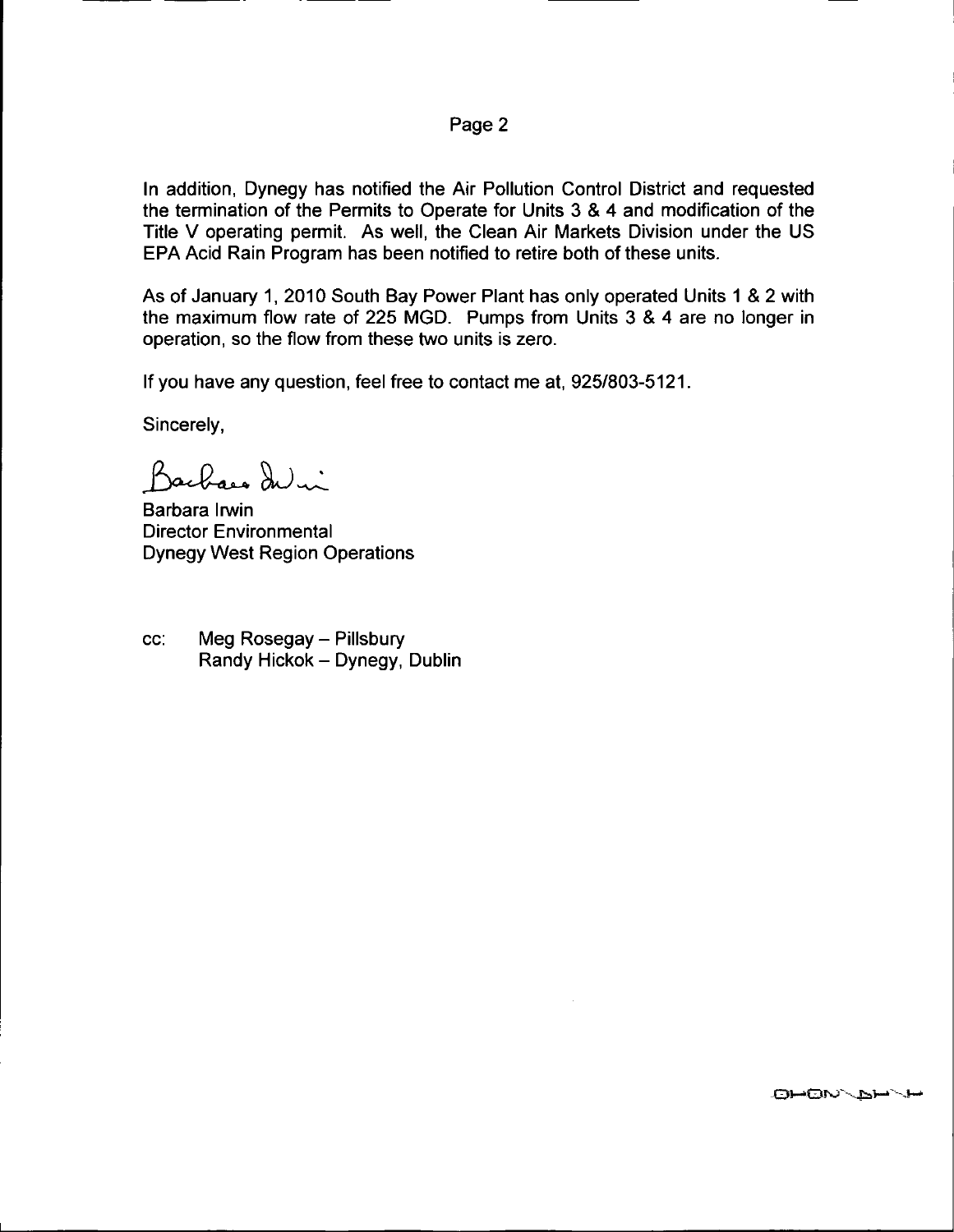In addition, Dynegy has notified the Air Pollution Control District and requested the termination of the Permits to Operate for Units 3 & 4 and modification of the Title V operating permit. As well, the Clean Air Markets Division under the US EPA Acid Rain Program has been notified to retire both of these units.

As of January 1, 2010 South Bay Power Plant has only operated Units 1 & 2 with the maximum flow rate of 225 MGD. Pumps from Units 3 & 4 are no longer in operation, so the flow from these two units is zero.

If you have any question, feel free to contact me at, 925/803-5121.

Sincerely,

Barbara Irwin
Director Environmental
Dynegy West Region Operations

cc: Meg Rosegay – Pillsbury
Randy Hickok – Dynegy, Dublin